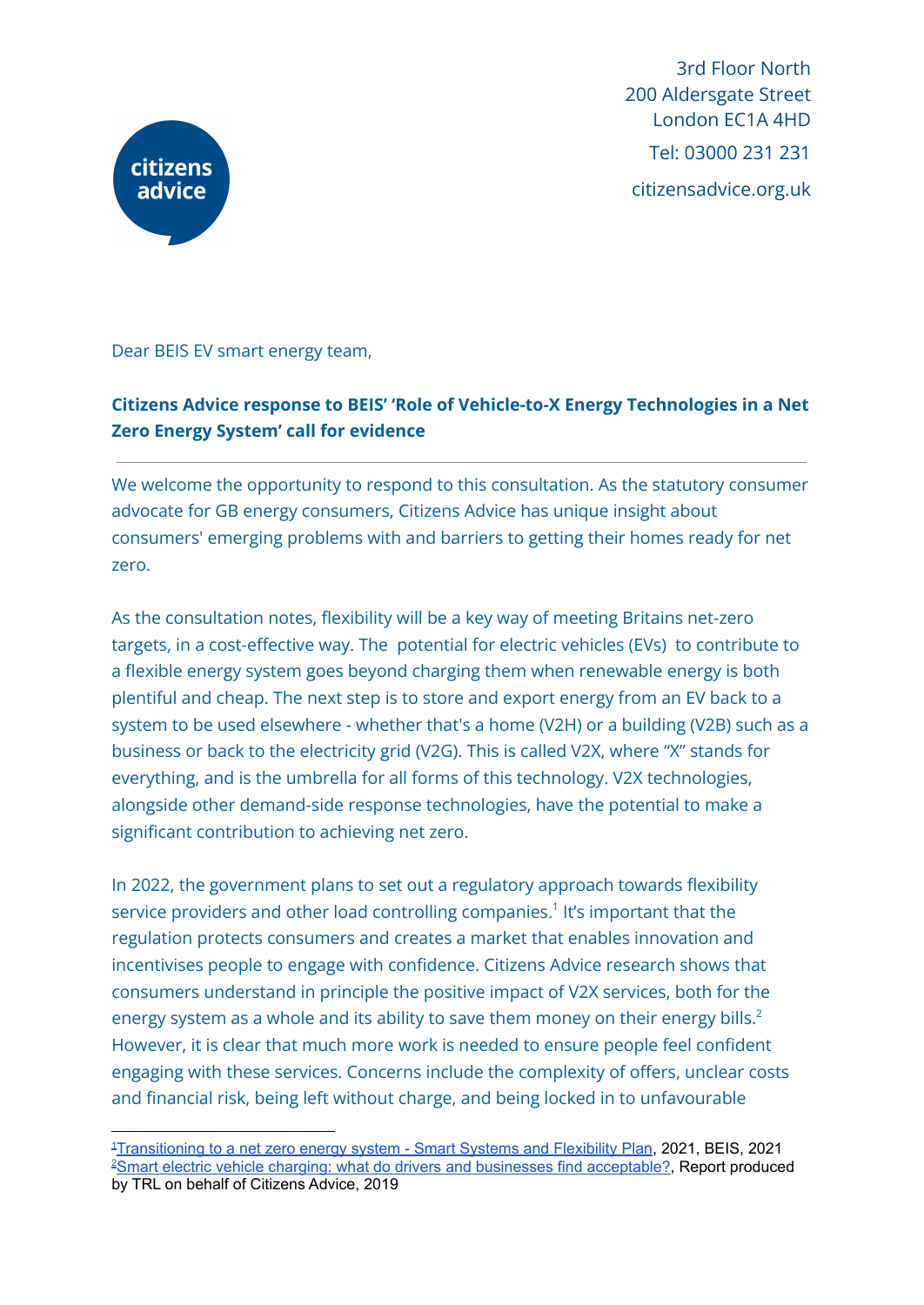3rd Floor North
200 Aldersgate Street
London EC1A 4HD

Tel: 03000 231 231

citizensadvice.org.uk

Dear BEIS EV smart energy team,

**Citizens Advice response to BEIS' 'Role of Vehicle-to-X Energy Technologies in a Net Zero Energy System' call for evidence**

---

We welcome the opportunity to respond to this consultation. As the statutory consumer advocate for GB energy consumers, Citizens Advice has unique insight about consumers' emerging problems with and barriers to getting their homes ready for net zero.

As the consultation notes, flexibility will be a key way of meeting Britains net-zero targets, in a cost-effective way. The potential for electric vehicles (EVs) to contribute to a flexible energy system goes beyond charging them when renewable energy is both plentiful and cheap. The next step is to store and export energy from an EV back to a system to be used elsewhere - whether that's a home (V2H) or a building (V2B) such as a business or back to the electricity grid (V2G). This is called V2X, where "X" stands for everything, and is the umbrella for all forms of this technology. V2X technologies, alongside other demand-side response technologies, have the potential to make a significant contribution to achieving net zero.

In 2022, the government plans to set out a regulatory approach towards flexibility service providers and other load controlling companies.[1] It's important that the regulation protects consumers and creates a market that enables innovation and incentivises people to engage with confidence. Citizens Advice research shows that consumers understand in principle the positive impact of V2X services, both for the energy system as a whole and its ability to save them money on their energy bills.[2] However, it is clear that much more work is needed to ensure people feel confident engaging with these services. Concerns include the complexity of offers, unclear costs and financial risk, being left without charge, and being locked in to unfavourable

[1] Transitioning to a net zero energy system - Smart Systems and Flexibility Plan, 2021, BEIS, 2021
[2] Smart electric vehicle charging: what do drivers and businesses find acceptable?, Report produced by TRL on behalf of Citizens Advice, 2019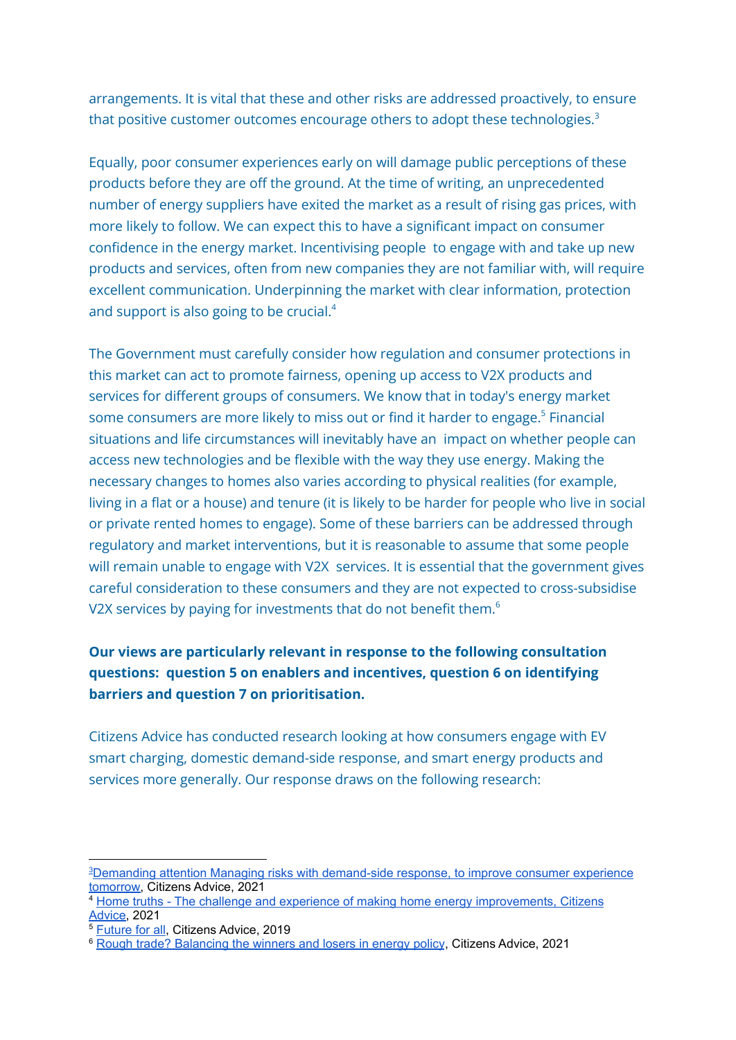arrangements. It is vital that these and other risks are addressed proactively, to ensure that positive customer outcomes encourage others to adopt these technologies.[3]

Equally, poor consumer experiences early on will damage public perceptions of these products before they are off the ground. At the time of writing, an unprecedented number of energy suppliers have exited the market as a result of rising gas prices, with more likely to follow. We can expect this to have a significant impact on consumer confidence in the energy market. Incentivising people to engage with and take up new products and services, often from new companies they are not familiar with, will require excellent communication. Underpinning the market with clear information, protection and support is also going to be crucial.[4]

The Government must carefully consider how regulation and consumer protections in this market can act to promote fairness, opening up access to V2X products and services for different groups of consumers. We know that in today's energy market some consumers are more likely to miss out or find it harder to engage.[5] Financial situations and life circumstances will inevitably have an impact on whether people can access new technologies and be flexible with the way they use energy. Making the necessary changes to homes also varies according to physical realities (for example, living in a flat or a house) and tenure (it is likely to be harder for people who live in social or private rented homes to engage). Some of these barriers can be addressed through regulatory and market interventions, but it is reasonable to assume that some people will remain unable to engage with V2X services. It is essential that the government gives careful consideration to these consumers and they are not expected to cross-subsidise V2X services by paying for investments that do not benefit them.[6]

**Our views are particularly relevant in response to the following consultation questions: question 5 on enablers and incentives, question 6 on identifying barriers and question 7 on prioritisation.**

Citizens Advice has conducted research looking at how consumers engage with EV smart charging, domestic demand-side response, and smart energy products and services more generally. Our response draws on the following research:

---

[3] Demanding attention Managing risks with demand-side response, to improve consumer experience tomorrow, Citizens Advice, 2021

[4] Home truths - The challenge and experience of making home energy improvements, Citizens Advice, 2021

[5] Future for all, Citizens Advice, 2019

[6] Rough trade? Balancing the winners and losers in energy policy, Citizens Advice, 2021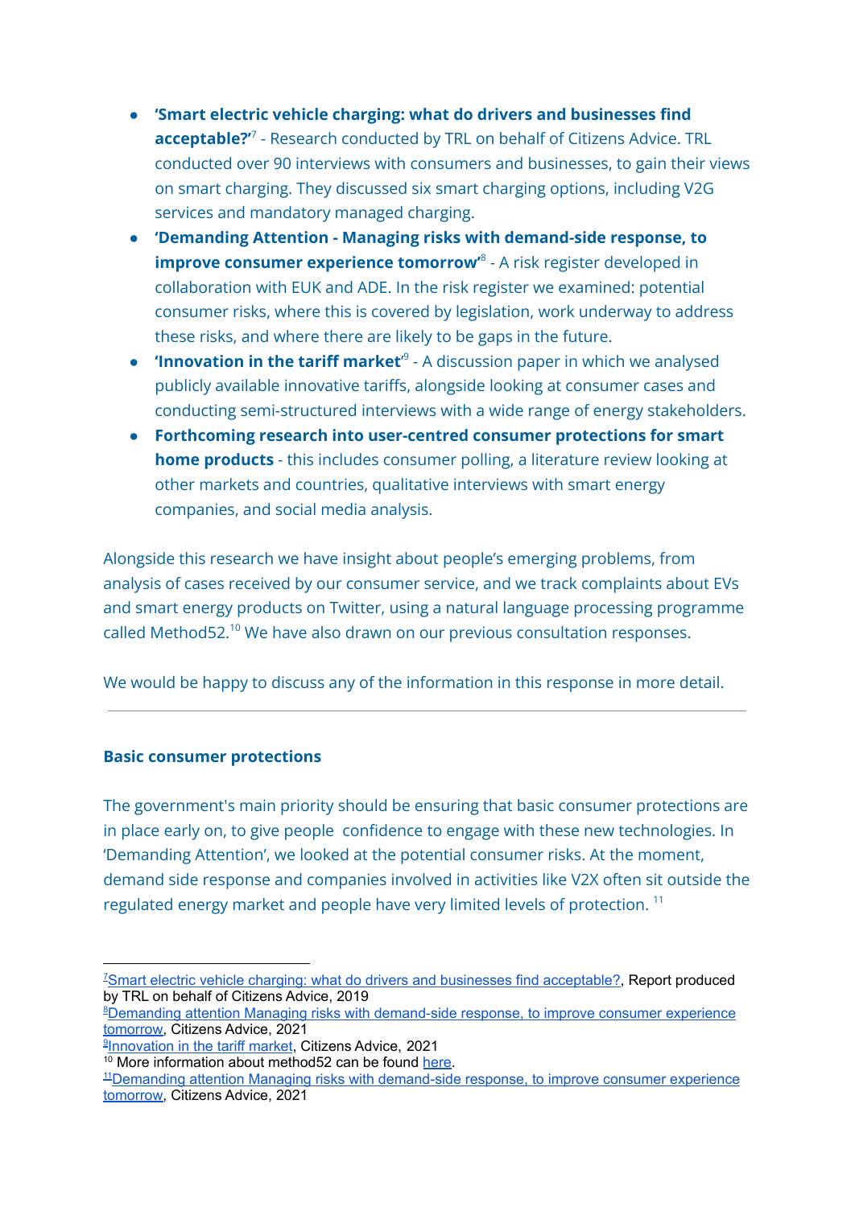- **'Smart electric vehicle charging: what do drivers and businesses find acceptable?'**[7] - Research conducted by TRL on behalf of Citizens Advice. TRL conducted over 90 interviews with consumers and businesses, to gain their views on smart charging. They discussed six smart charging options, including V2G services and mandatory managed charging.
- **'Demanding Attention - Managing risks with demand-side response, to improve consumer experience tomorrow'**[8] - A risk register developed in collaboration with EUK and ADE. In the risk register we examined: potential consumer risks, where this is covered by legislation, work underway to address these risks, and where there are likely to be gaps in the future.
- **'Innovation in the tariff market'**[9] - A discussion paper in which we analysed publicly available innovative tariffs, alongside looking at consumer cases and conducting semi-structured interviews with a wide range of energy stakeholders.
- **Forthcoming research into user-centred consumer protections for smart home products** - this includes consumer polling, a literature review looking at other markets and countries, qualitative interviews with smart energy companies, and social media analysis.

Alongside this research we have insight about people's emerging problems, from analysis of cases received by our consumer service, and we track complaints about EVs and smart energy products on Twitter, using a natural language processing programme called Method52.[10] We have also drawn on our previous consultation responses.

We would be happy to discuss any of the information in this response in more detail.

---

### Basic consumer protections

The government's main priority should be ensuring that basic consumer protections are in place early on, to give people confidence to engage with these new technologies. In 'Demanding Attention', we looked at the potential consumer risks. At the moment, demand side response and companies involved in activities like V2X often sit outside the regulated energy market and people have very limited levels of protection. [11]

---

[7] Smart electric vehicle charging: what do drivers and businesses find acceptable?, Report produced by TRL on behalf of Citizens Advice, 2019

[8] Demanding attention Managing risks with demand-side response, to improve consumer experience tomorrow, Citizens Advice, 2021

[9] Innovation in the tariff market, Citizens Advice, 2021

[10] More information about method52 can be found here.

[11] Demanding attention Managing risks with demand-side response, to improve consumer experience tomorrow, Citizens Advice, 2021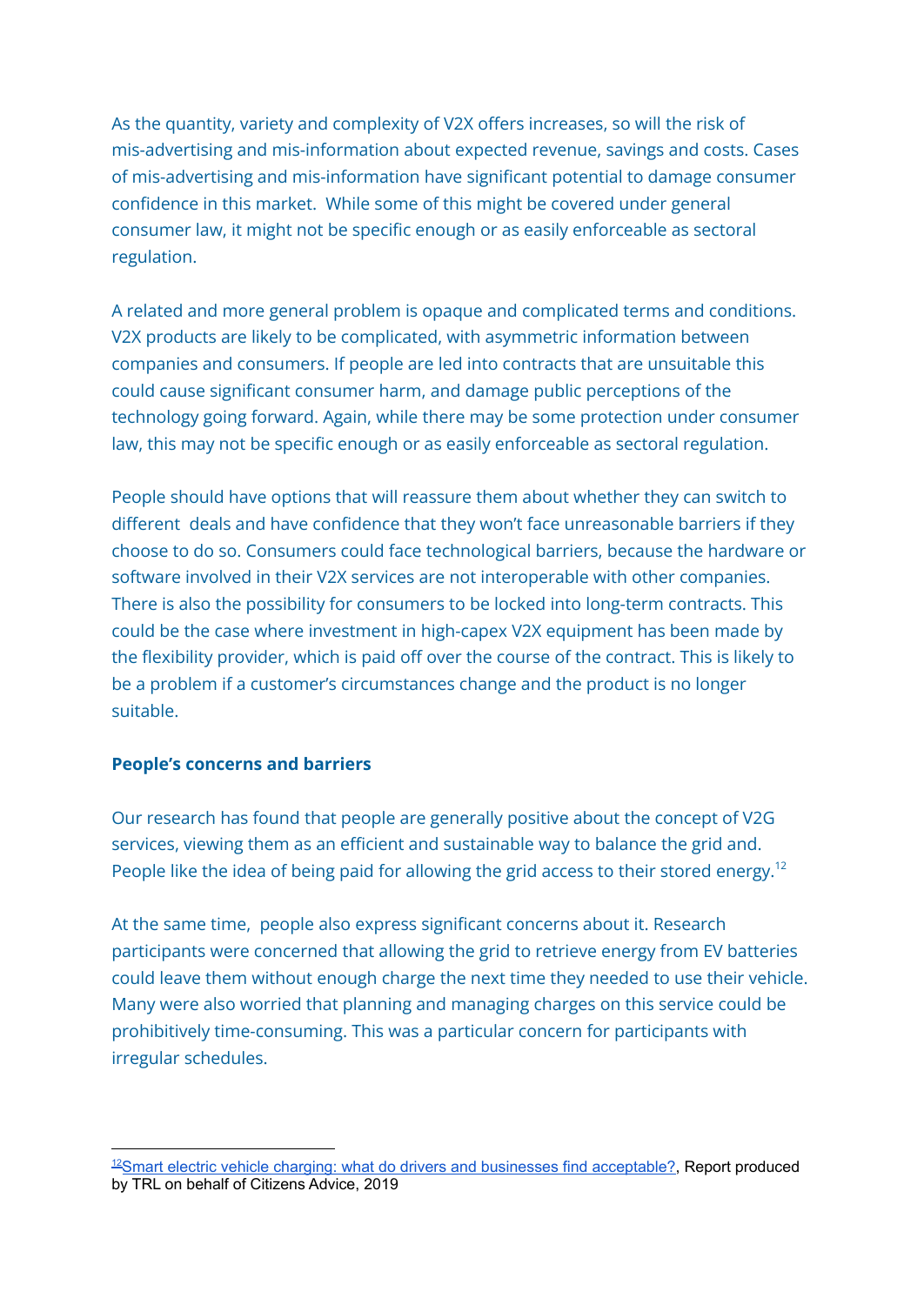As the quantity, variety and complexity of V2X offers increases, so will the risk of mis-advertising and mis-information about expected revenue, savings and costs. Cases of mis-advertising and mis-information have significant potential to damage consumer confidence in this market. While some of this might be covered under general consumer law, it might not be specific enough or as easily enforceable as sectoral regulation.

A related and more general problem is opaque and complicated terms and conditions. V2X products are likely to be complicated, with asymmetric information between companies and consumers. If people are led into contracts that are unsuitable this could cause significant consumer harm, and damage public perceptions of the technology going forward. Again, while there may be some protection under consumer law, this may not be specific enough or as easily enforceable as sectoral regulation.

People should have options that will reassure them about whether they can switch to different deals and have confidence that they won't face unreasonable barriers if they choose to do so. Consumers could face technological barriers, because the hardware or software involved in their V2X services are not interoperable with other companies. There is also the possibility for consumers to be locked into long-term contracts. This could be the case where investment in high-capex V2X equipment has been made by the flexibility provider, which is paid off over the course of the contract. This is likely to be a problem if a customer's circumstances change and the product is no longer suitable.

### People's concerns and barriers

Our research has found that people are generally positive about the concept of V2G services, viewing them as an efficient and sustainable way to balance the grid and. People like the idea of being paid for allowing the grid access to their stored energy.[12]

At the same time, people also express significant concerns about it. Research participants were concerned that allowing the grid to retrieve energy from EV batteries could leave them without enough charge the next time they needed to use their vehicle. Many were also worried that planning and managing charges on this service could be prohibitively time-consuming. This was a particular concern for participants with irregular schedules.

---

[12] Smart electric vehicle charging: what do drivers and businesses find acceptable?, Report produced by TRL on behalf of Citizens Advice, 2019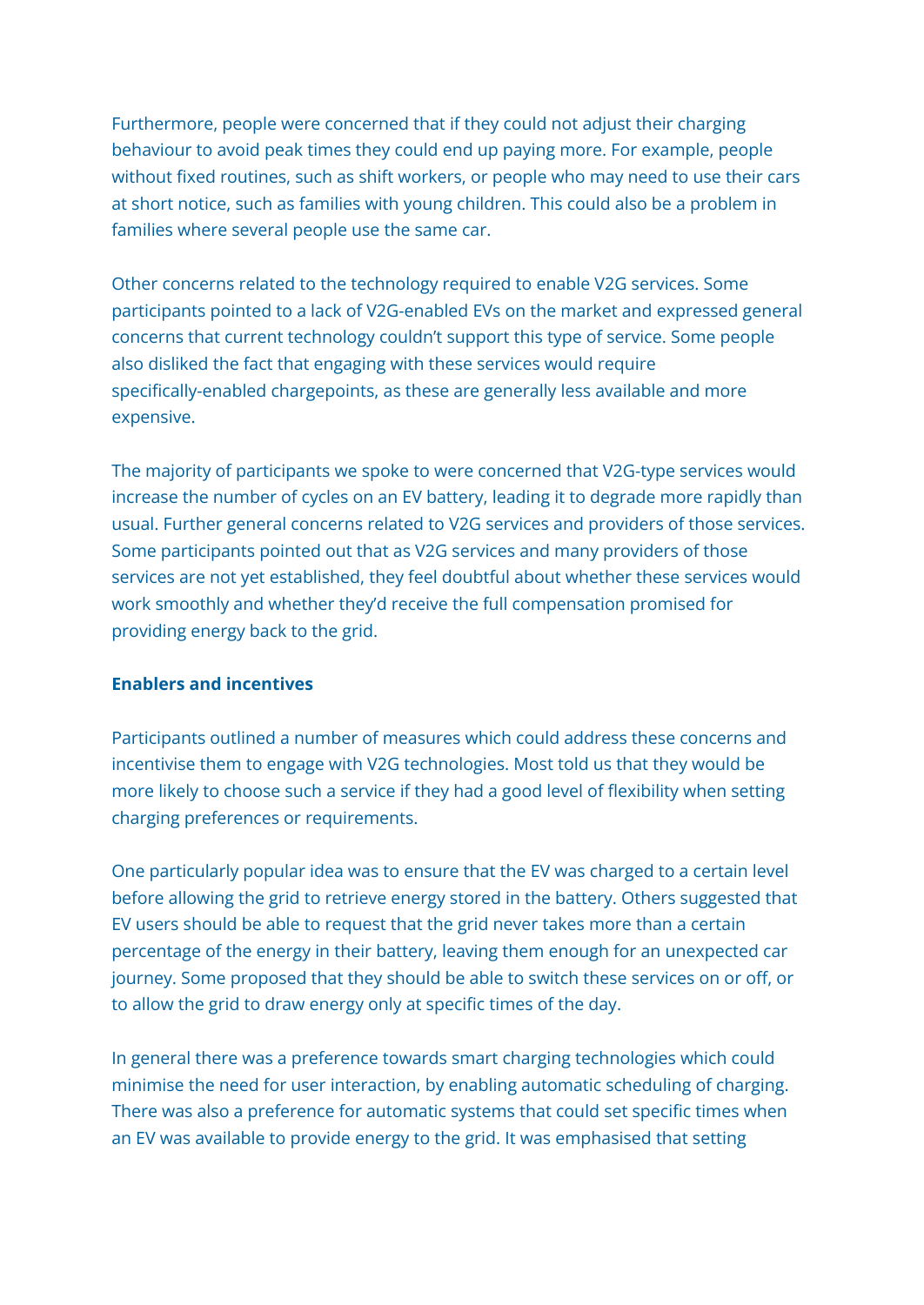Furthermore, people were concerned that if they could not adjust their charging behaviour to avoid peak times they could end up paying more. For example, people without fixed routines, such as shift workers, or people who may need to use their cars at short notice, such as families with young children. This could also be a problem in families where several people use the same car.

Other concerns related to the technology required to enable V2G services. Some participants pointed to a lack of V2G-enabled EVs on the market and expressed general concerns that current technology couldn't support this type of service. Some people also disliked the fact that engaging with these services would require specifically-enabled chargepoints, as these are generally less available and more expensive.

The majority of participants we spoke to were concerned that V2G-type services would increase the number of cycles on an EV battery, leading it to degrade more rapidly than usual. Further general concerns related to V2G services and providers of those services. Some participants pointed out that as V2G services and many providers of those services are not yet established, they feel doubtful about whether these services would work smoothly and whether they'd receive the full compensation promised for providing energy back to the grid.

**Enablers and incentives**

Participants outlined a number of measures which could address these concerns and incentivise them to engage with V2G technologies. Most told us that they would be more likely to choose such a service if they had a good level of flexibility when setting charging preferences or requirements.

One particularly popular idea was to ensure that the EV was charged to a certain level before allowing the grid to retrieve energy stored in the battery. Others suggested that EV users should be able to request that the grid never takes more than a certain percentage of the energy in their battery, leaving them enough for an unexpected car journey. Some proposed that they should be able to switch these services on or off, or to allow the grid to draw energy only at specific times of the day.

In general there was a preference towards smart charging technologies which could minimise the need for user interaction, by enabling automatic scheduling of charging. There was also a preference for automatic systems that could set specific times when an EV was available to provide energy to the grid. It was emphasised that setting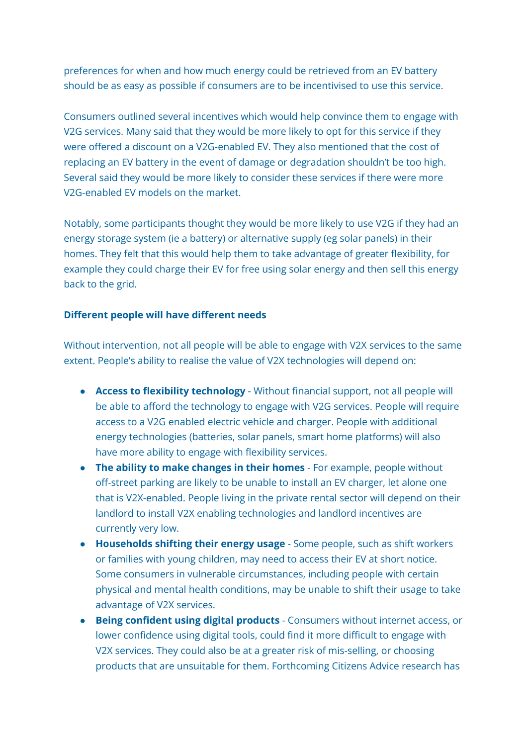preferences for when and how much energy could be retrieved from an EV battery should be as easy as possible if consumers are to be incentivised to use this service.

Consumers outlined several incentives which would help convince them to engage with V2G services. Many said that they would be more likely to opt for this service if they were offered a discount on a V2G-enabled EV. They also mentioned that the cost of replacing an EV battery in the event of damage or degradation shouldn't be too high. Several said they would be more likely to consider these services if there were more V2G-enabled EV models on the market.

Notably, some participants thought they would be more likely to use V2G if they had an energy storage system (ie a battery) or alternative supply (eg solar panels) in their homes. They felt that this would help them to take advantage of greater flexibility, for example they could charge their EV for free using solar energy and then sell this energy back to the grid.

**Different people will have different needs**

Without intervention, not all people will be able to engage with V2X services to the same extent. People's ability to realise the value of V2X technologies will depend on:

- **Access to flexibility technology** - Without financial support, not all people will be able to afford the technology to engage with V2G services. People will require access to a V2G enabled electric vehicle and charger. People with additional energy technologies (batteries, solar panels, smart home platforms) will also have more ability to engage with flexibility services.
- **The ability to make changes in their homes** - For example, people without off-street parking are likely to be unable to install an EV charger, let alone one that is V2X-enabled. People living in the private rental sector will depend on their landlord to install V2X enabling technologies and landlord incentives are currently very low.
- **Households shifting their energy usage** - Some people, such as shift workers or families with young children, may need to access their EV at short notice. Some consumers in vulnerable circumstances, including people with certain physical and mental health conditions, may be unable to shift their usage to take advantage of V2X services.
- **Being confident using digital products** - Consumers without internet access, or lower confidence using digital tools, could find it more difficult to engage with V2X services. They could also be at a greater risk of mis-selling, or choosing products that are unsuitable for them. Forthcoming Citizens Advice research has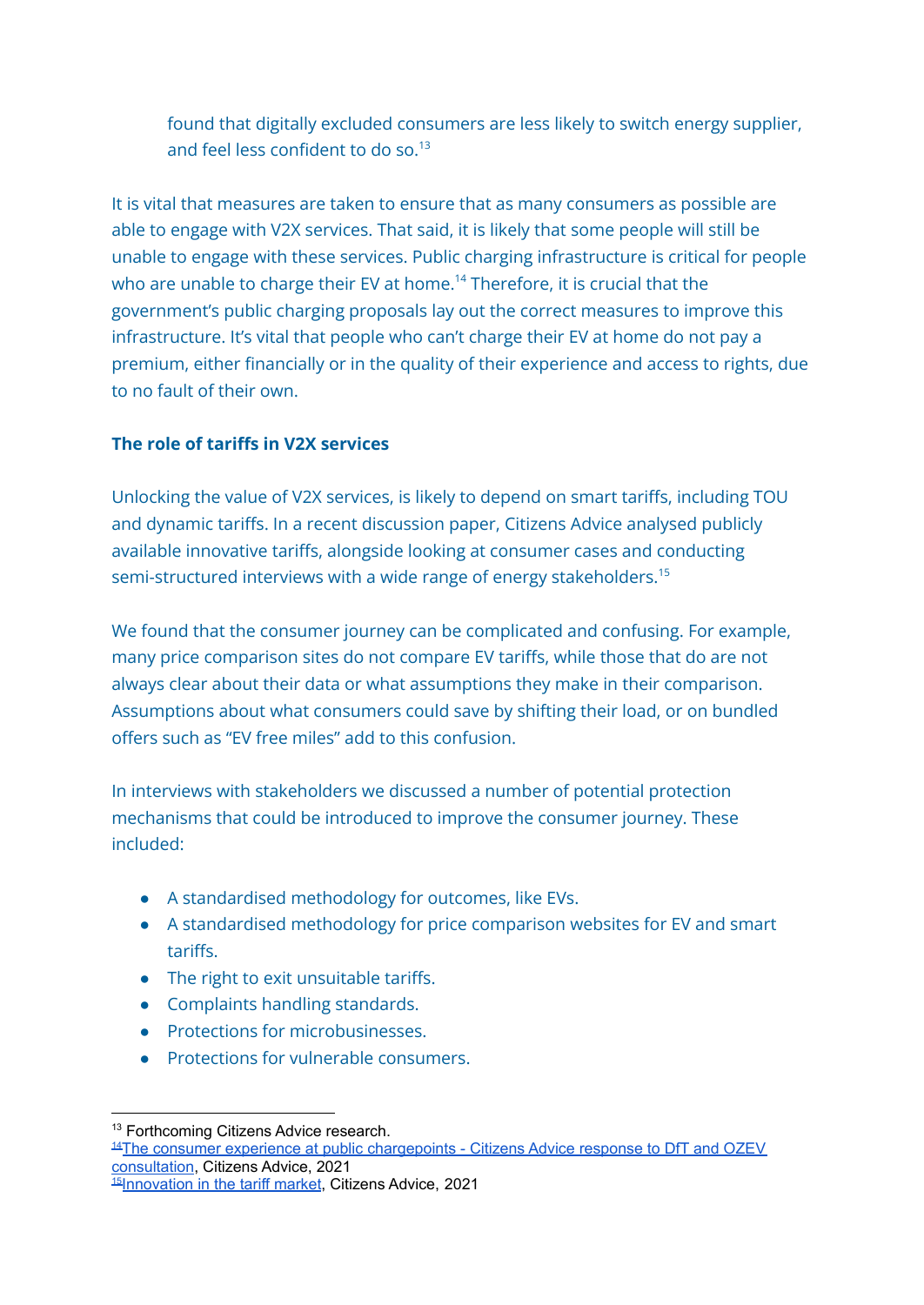found that digitally excluded consumers are less likely to switch energy supplier, and feel less confident to do so.[13]

It is vital that measures are taken to ensure that as many consumers as possible are able to engage with V2X services. That said, it is likely that some people will still be unable to engage with these services. Public charging infrastructure is critical for people who are unable to charge their EV at home.[14] Therefore, it is crucial that the government's public charging proposals lay out the correct measures to improve this infrastructure. It's vital that people who can't charge their EV at home do not pay a premium, either financially or in the quality of their experience and access to rights, due to no fault of their own.

**The role of tariffs in V2X services**

Unlocking the value of V2X services, is likely to depend on smart tariffs, including TOU and dynamic tariffs. In a recent discussion paper, Citizens Advice analysed publicly available innovative tariffs, alongside looking at consumer cases and conducting semi-structured interviews with a wide range of energy stakeholders.[15]

We found that the consumer journey can be complicated and confusing. For example, many price comparison sites do not compare EV tariffs, while those that do are not always clear about their data or what assumptions they make in their comparison. Assumptions about what consumers could save by shifting their load, or on bundled offers such as "EV free miles" add to this confusion.

In interviews with stakeholders we discussed a number of potential protection mechanisms that could be introduced to improve the consumer journey. These included:

- A standardised methodology for outcomes, like EVs.
- A standardised methodology for price comparison websites for EV and smart tariffs.
- The right to exit unsuitable tariffs.
- Complaints handling standards.
- Protections for microbusinesses.
- Protections for vulnerable consumers.

---

[13] Forthcoming Citizens Advice research.
[14] The consumer experience at public chargepoints - Citizens Advice response to DfT and OZEV consultation, Citizens Advice, 2021
[15] Innovation in the tariff market, Citizens Advice, 2021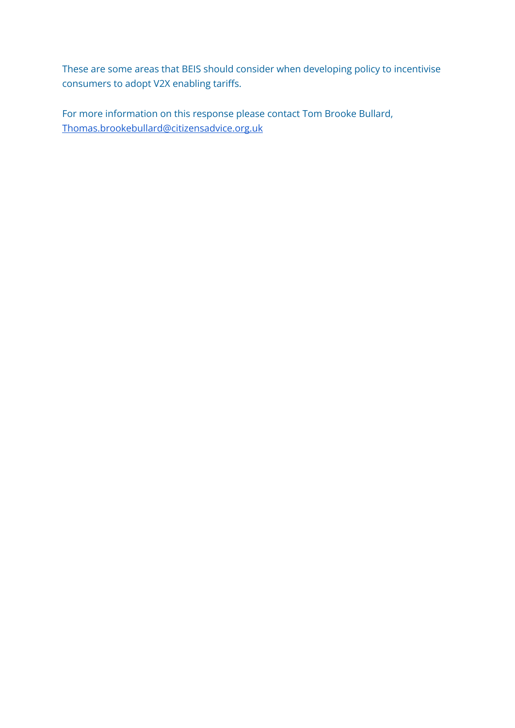These are some areas that BEIS should consider when developing policy to incentivise consumers to adopt V2X enabling tariffs.

For more information on this response please contact Tom Brooke Bullard, Thomas.brookebullard@citizensadvice.org.uk